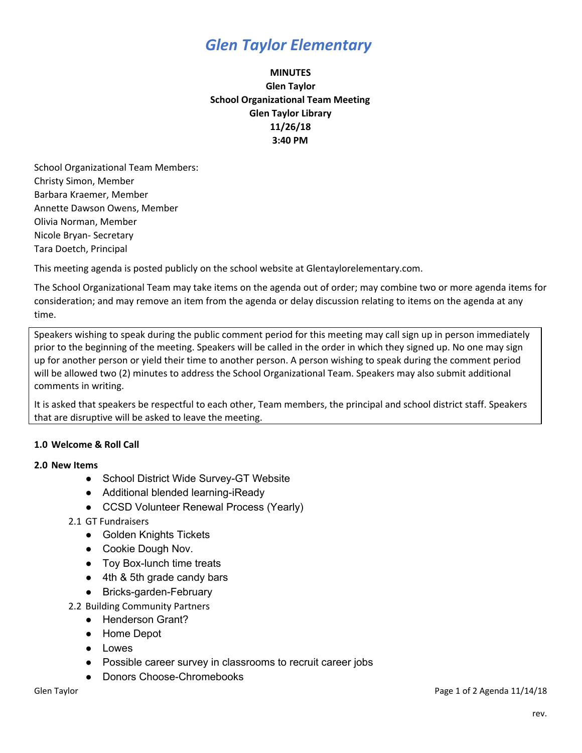# Glen Taylor Elementary

**MINUTES**
**Glen Taylor**
**School Organizational Team Meeting**
**Glen Taylor Library**
**11/26/18**
**3:40 PM**

School Organizational Team Members:
Christy Simon, Member
Barbara Kraemer, Member
Annette Dawson Owens, Member
Olivia Norman, Member
Nicole Bryan- Secretary
Tara Doetch, Principal

This meeting agenda is posted publicly on the school website at Glentaylorelementary.com.

The School Organizational Team may take items on the agenda out of order; may combine two or more agenda items for consideration; and may remove an item from the agenda or delay discussion relating to items on the agenda at any time.

Speakers wishing to speak during the public comment period for this meeting may call sign up in person immediately prior to the beginning of the meeting. Speakers will be called in the order in which they signed up. No one may sign up for another person or yield their time to another person. A person wishing to speak during the comment period will be allowed two (2) minutes to address the School Organizational Team. Speakers may also submit additional comments in writing.

It is asked that speakers be respectful to each other, Team members, the principal and school district staff. Speakers that are disruptive will be asked to leave the meeting.

**1.0 Welcome & Roll Call**

**2.0 New Items**

- School District Wide Survey-GT Website
- Additional blended learning-iReady
- CCSD Volunteer Renewal Process (Yearly)

2.1 GT Fundraisers

- Golden Knights Tickets
- Cookie Dough Nov.
- Toy Box-lunch time treats
- 4th & 5th grade candy bars
- Bricks-garden-February

2.2 Building Community Partners

- Henderson Grant?
- Home Depot
- Lowes
- Possible career survey in classrooms to recruit career jobs
- Donors Choose-Chromebooks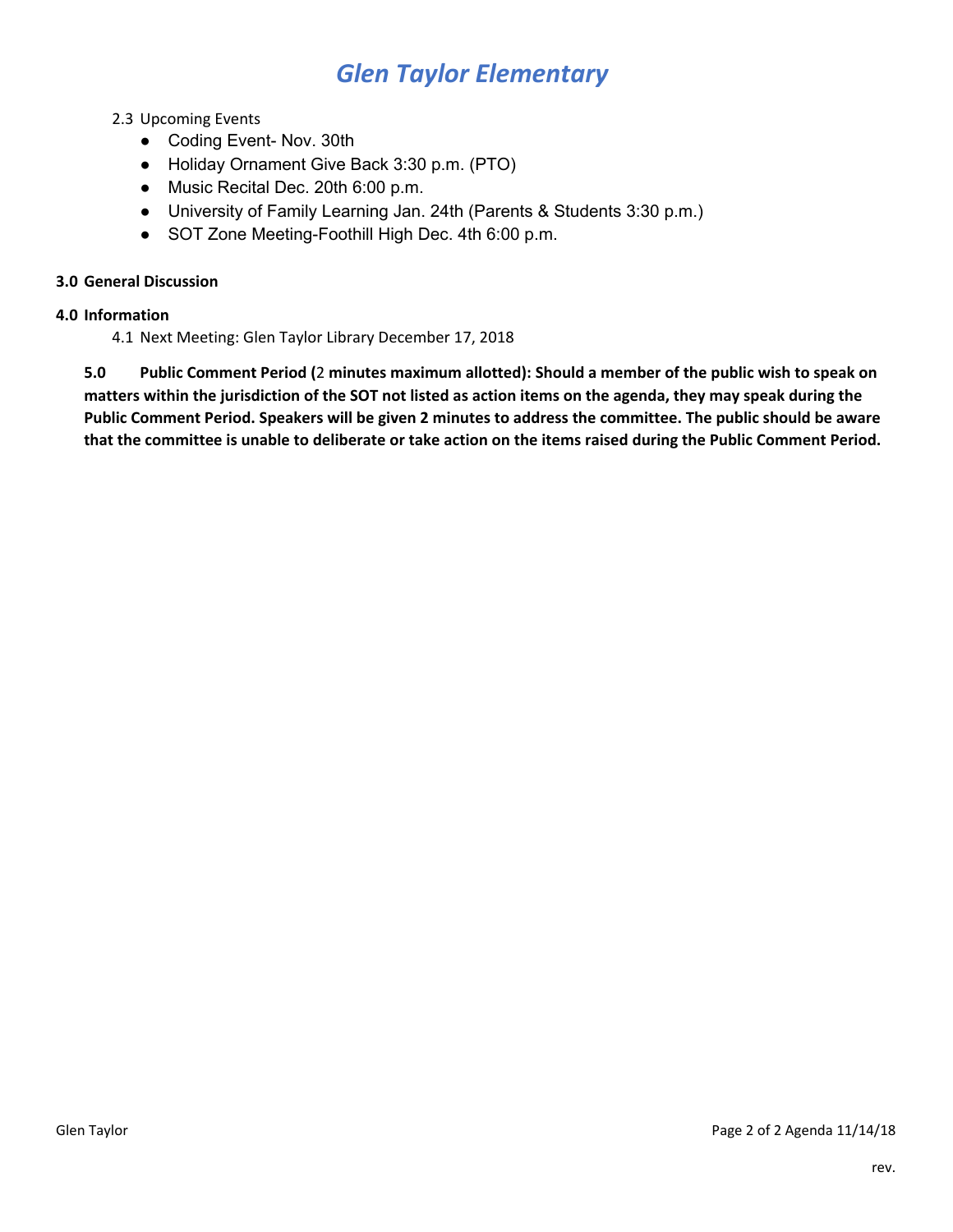2.3 Upcoming Events

- Coding Event- Nov. 30th
- Holiday Ornament Give Back 3:30 p.m. (PTO)
- Music Recital Dec. 20th 6:00 p.m.
- University of Family Learning Jan. 24th (Parents & Students 3:30 p.m.)
- SOT Zone Meeting-Foothill High Dec. 4th 6:00 p.m.

**3.0 General Discussion**

**4.0 Information**

4.1 Next Meeting: Glen Taylor Library December 17, 2018

**5.0 Public Comment Period (2 minutes maximum allotted): Should a member of the public wish to speak on matters within the jurisdiction of the SOT not listed as action items on the agenda, they may speak during the Public Comment Period. Speakers will be given 2 minutes to address the committee. The public should be aware that the committee is unable to deliberate or take action on the items raised during the Public Comment Period.**

rev.